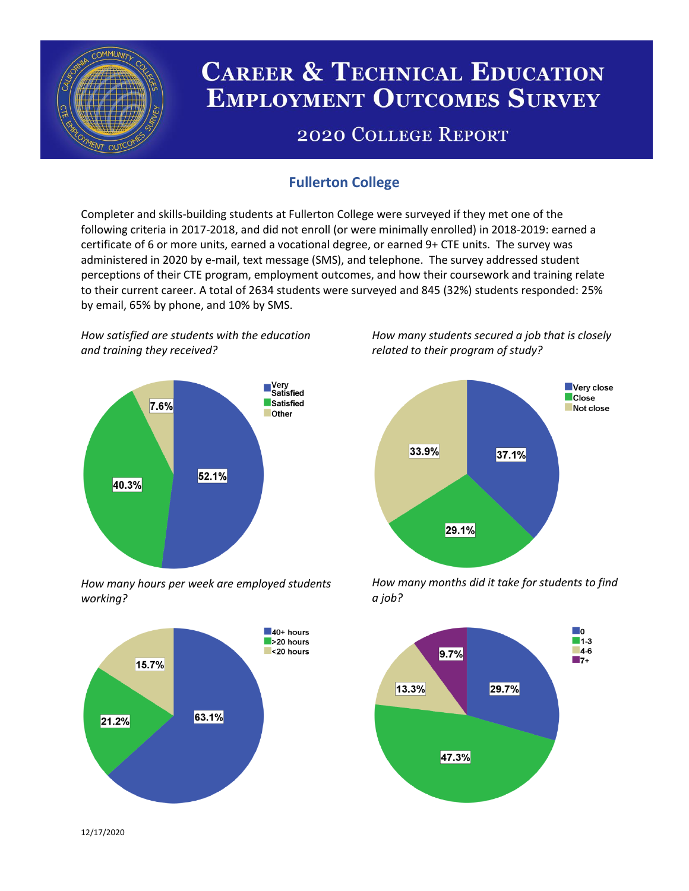# Career & Technical Education Employment Outcomes Survey

## 2020 College Report

### Fullerton College

Completer and skills-building students at Fullerton College were surveyed if they met one of the following criteria in 2017-2018, and did not enroll (or were minimally enrolled) in 2018-2019: earned a certificate of 6 or more units, earned a vocational degree, or earned 9+ CTE units. The survey was administered in 2020 by e-mail, text message (SMS), and telephone. The survey addressed student perceptions of their CTE program, employment outcomes, and how their coursework and training relate to their current career. A total of 2634 students were surveyed and 845 (32%) students responded: 25% by email, 65% by phone, and 10% by SMS.

*How satisfied are students with the education and training they received?*

| Response | Percent |
| --- | --- |
| Very Satisfied | 52.1% |
| Satisfied | 40.3% |
| Other | 7.6% |

*How many students secured a job that is closely related to their program of study?*

| Response | Percent |
| --- | --- |
| Very close | 37.1% |
| Close | 29.1% |
| Not close | 33.9% |

*How many hours per week are employed students working?*

| Response | Percent |
| --- | --- |
| 40+ hours | 63.1% |
| >20 hours | 21.2% |
| <20 hours | 15.7% |

*How many months did it take for students to find a job?*

| Months | Percent |
| --- | --- |
| 0 | 29.7% |
| 1-3 | 47.3% |
| 4-6 | 13.3% |
| 7+ | 9.7% |

12/17/2020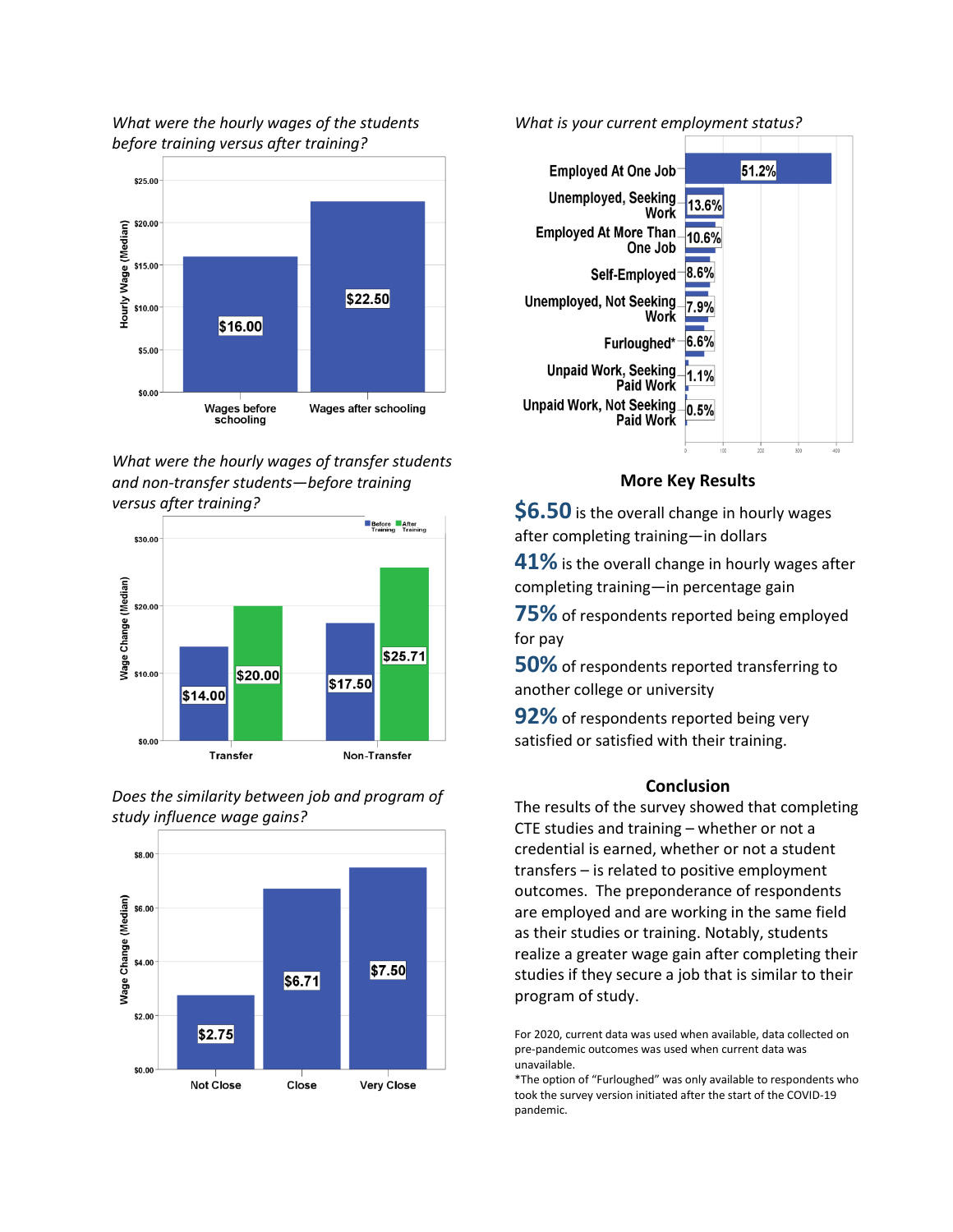*What were the hourly wages of the students before training versus after training?*

Hourly Wage (Median)

$25.00
$20.00
$15.00
$10.00
$5.00
$0.00

$16.00
$22.50

Wages before schooling
Wages after schooling

*What were the hourly wages of transfer students and non-transfer students—before training versus after training?*

Before Training
After Training

Wage Change (Median)

$30.00
$20.00
$10.00
$0.00

$14.00
$20.00
$17.50
$25.71

Transfer
Non-Transfer

*Does the similarity between job and program of study influence wage gains?*

Wage Change (Median)

$8.00
$6.00
$4.00
$2.00
$0.00

$2.75
$6.71
$7.50

Not Close
Close
Very Close

*What is your current employment status?*

Employed At One Job 51.2%
Unemployed, Seeking Work 13.6%
Employed At More Than One Job 10.6%
Self-Employed 8.6%
Unemployed, Not Seeking Work 7.9%
Furloughed* 6.6%
Unpaid Work, Seeking Paid Work 1.1%
Unpaid Work, Not Seeking Paid Work 0.5%

0
100
200
300
400

## More Key Results

**$6.50** is the overall change in hourly wages after completing training—in dollars

**41%** is the overall change in hourly wages after completing training—in percentage gain

**75%** of respondents reported being employed for pay

**50%** of respondents reported transferring to another college or university

**92%** of respondents reported being very satisfied or satisfied with their training.

## Conclusion

The results of the survey showed that completing CTE studies and training – whether or not a credential is earned, whether or not a student transfers – is related to positive employment outcomes. The preponderance of respondents are employed and are working in the same field as their studies or training. Notably, students realize a greater wage gain after completing their studies if they secure a job that is similar to their program of study.

For 2020, current data was used when available, data collected on pre-pandemic outcomes was used when current data was unavailable.
*The option of "Furloughed" was only available to respondents who took the survey version initiated after the start of the COVID-19 pandemic.